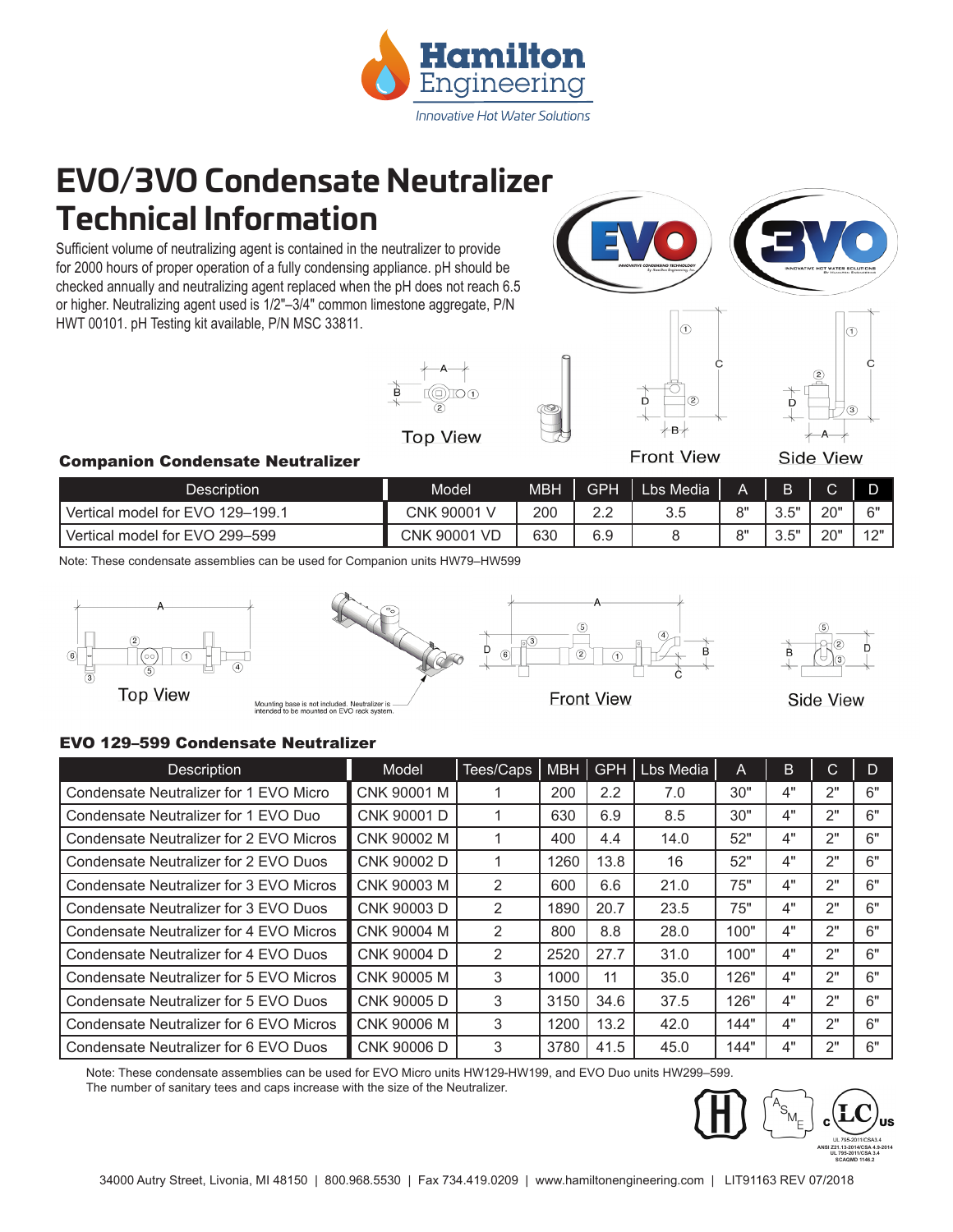# EVO/3VO Condensate Neutralizer Technical Information

Sufficient volume of neutralizing agent is contained in the neutralizer to provide for 2000 hours of proper operation of a fully condensing appliance. pH should be checked annually and neutralizing agent replaced when the pH does not reach 6.5 or higher. Neutralizing agent used is 1/2"–3/4" common limestone aggregate, P/N HWT 00101. pH Testing kit available, P/N MSC 33811.

Top View | Front View | Side View

### Companion Condensate Neutralizer

| Description | Model | MBH | GPH | Lbs Media | A | B | C | D |
|---|---|---|---|---|---|---|---|---|
| Vertical model for EVO 129–199.1 | CNK 90001 V | 200 | 2.2 | 3.5 | 8" | 3.5" | 20" | 6" |
| Vertical model for EVO 299–599 | CNK 90001 VD | 630 | 6.9 | 8 | 8" | 3.5" | 20" | 12" |

Note: These condensate assemblies can be used for Companion units HW79–HW599

Top View | Front View | Side View

Mounting base is not included. Neutralizer is intended to be mounted on EVO rack system.

### EVO 129–599 Condensate Neutralizer

| Description | Model | Tees/Caps | MBH | GPH | Lbs Media | A | B | C | D |
|---|---|---|---|---|---|---|---|---|---|
| Condensate Neutralizer for 1 EVO Micro | CNK 90001 M | 1 | 200 | 2.2 | 7.0 | 30" | 4" | 2" | 6" |
| Condensate Neutralizer for 1 EVO Duo | CNK 90001 D | 1 | 630 | 6.9 | 8.5 | 30" | 4" | 2" | 6" |
| Condensate Neutralizer for 2 EVO Micros | CNK 90002 M | 1 | 400 | 4.4 | 14.0 | 52" | 4" | 2" | 6" |
| Condensate Neutralizer for 2 EVO Duos | CNK 90002 D | 1 | 1260 | 13.8 | 16 | 52" | 4" | 2" | 6" |
| Condensate Neutralizer for 3 EVO Micros | CNK 90003 M | 2 | 600 | 6.6 | 21.0 | 75" | 4" | 2" | 6" |
| Condensate Neutralizer for 3 EVO Duos | CNK 90003 D | 2 | 1890 | 20.7 | 23.5 | 75" | 4" | 2" | 6" |
| Condensate Neutralizer for 4 EVO Micros | CNK 90004 M | 2 | 800 | 8.8 | 28.0 | 100" | 4" | 2" | 6" |
| Condensate Neutralizer for 4 EVO Duos | CNK 90004 D | 2 | 2520 | 27.7 | 31.0 | 100" | 4" | 2" | 6" |
| Condensate Neutralizer for 5 EVO Micros | CNK 90005 M | 3 | 1000 | 11 | 35.0 | 126" | 4" | 2" | 6" |
| Condensate Neutralizer for 5 EVO Duos | CNK 90005 D | 3 | 3150 | 34.6 | 37.5 | 126" | 4" | 2" | 6" |
| Condensate Neutralizer for 6 EVO Micros | CNK 90006 M | 3 | 1200 | 13.2 | 42.0 | 144" | 4" | 2" | 6" |
| Condensate Neutralizer for 6 EVO Duos | CNK 90006 D | 3 | 3780 | 41.5 | 45.0 | 144" | 4" | 2" | 6" |

Note: These condensate assemblies can be used for EVO Micro units HW129-HW199, and EVO Duo units HW299–599.
The number of sanitary tees and caps increase with the size of the Neutralizer.

UL 795-2011/CSA3.4
ANSI Z21.13-2014/CSA 4.9-2014
UL 795-2011/CSA 3.4
SCAQMD 1146.2

34000 Autry Street, Livonia, MI 48150 | 800.968.5530 | Fax 734.419.0209 | www.hamiltonengineering.com | LIT91163 REV 07/2018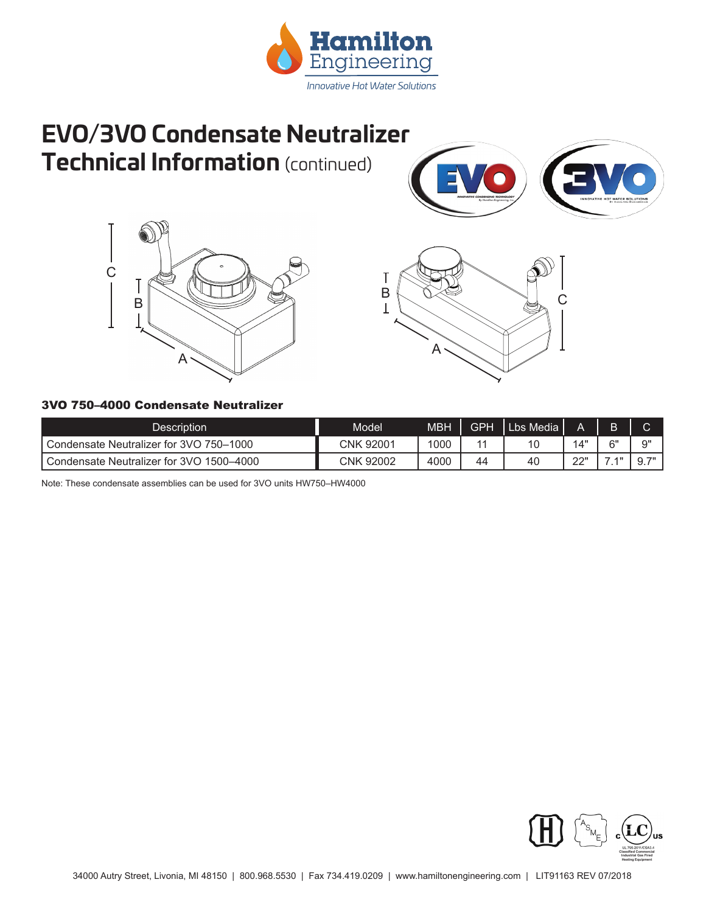# EVO/3VO Condensate Neutralizer Technical Information (continued)

### 3VO 750–4000 Condensate Neutralizer

| Description | Model | MBH | GPH | Lbs Media | A | B | C |
|---|---|---|---|---|---|---|---|
| Condensate Neutralizer for 3VO 750–1000 | CNK 92001 | 1000 | 11 | 10 | 14" | 6" | 9" |
| Condensate Neutralizer for 3VO 1500–4000 | CNK 92002 | 4000 | 44 | 40 | 22" | 7.1" | 9.7" |

Note: These condensate assemblies can be used for 3VO units HW750–HW4000

34000 Autry Street, Livonia, MI 48150 | 800.968.5530 | Fax 734.419.0209 | www.hamiltonengineering.com | LIT91163 REV 07/2018